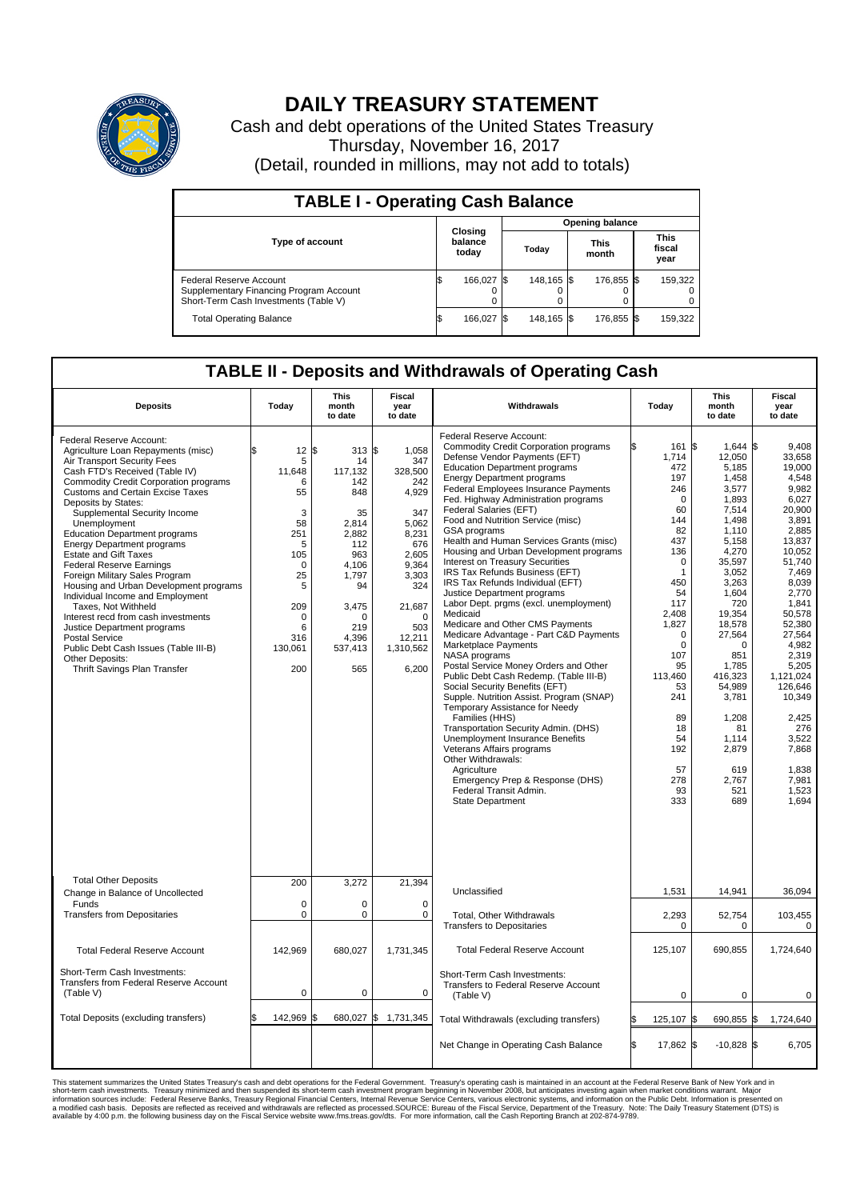# DAILY TREASURY STATEMENT

Cash and debt operations of the United States Treasury
Thursday, November 16, 2017
(Detail, rounded in millions, may not add to totals)

## TABLE I - Operating Cash Balance

| Type of account | Closing balance today | Opening balance Today | Opening balance This month | Opening balance This fiscal year |
|---|---|---|---|---|
| Federal Reserve Account | $ 166,027 | $ 148,165 | $ 176,855 | $ 159,322 |
| Supplementary Financing Program Account | 0 | 0 | 0 | 0 |
| Short-Term Cash Investments (Table V) | 0 | 0 | 0 | 0 |
| Total Operating Balance | $ 166,027 | $ 148,165 | $ 176,855 | $ 159,322 |

## TABLE II - Deposits and Withdrawals of Operating Cash

| Deposits | Today | This month to date | Fiscal year to date |
|---|---|---|---|
| Federal Reserve Account: | | | |
| Agriculture Loan Repayments (misc) | $ 12 | $ 313 | $ 1,058 |
| Air Transport Security Fees | 5 | 14 | 347 |
| Cash FTD's Received (Table IV) | 11,648 | 117,132 | 328,500 |
| Commodity Credit Corporation programs | 6 | 142 | 242 |
| Customs and Certain Excise Taxes | 55 | 848 | 4,929 |
| Deposits by States: | | | |
| Supplemental Security Income | 3 | 35 | 347 |
| Unemployment | 58 | 2,814 | 5,062 |
| Education Department programs | 251 | 2,882 | 8,231 |
| Energy Department programs | 5 | 112 | 676 |
| Estate and Gift Taxes | 105 | 963 | 2,605 |
| Federal Reserve Earnings | 0 | 4,106 | 9,364 |
| Foreign Military Sales Program | 25 | 1,797 | 3,303 |
| Housing and Urban Development programs | 5 | 94 | 324 |
| Individual Income and Employment Taxes, Not Withheld | 209 | 3,475 | 21,687 |
| Interest recd from cash investments | 0 | 0 | 0 |
| Justice Department programs | 6 | 219 | 503 |
| Postal Service | 316 | 4,396 | 12,211 |
| Public Debt Cash Issues (Table III-B) | 130,061 | 537,413 | 1,310,562 |
| Other Deposits: | | | |
| Thrift Savings Plan Transfer | 200 | 565 | 6,200 |
| Total Other Deposits | 200 | 3,272 | 21,394 |
| Change in Balance of Uncollected Funds | 0 | 0 | 0 |
| Transfers from Depositaries | 0 | 0 | 0 |
| Total Federal Reserve Account | 142,969 | 680,027 | 1,731,345 |
| Short-Term Cash Investments: Transfers from Federal Reserve Account (Table V) | 0 | 0 | 0 |
| Total Deposits (excluding transfers) | $ 142,969 | $ 680,027 | $ 1,731,345 |

| Withdrawals | Today | This month to date | Fiscal year to date |
|---|---|---|---|
| Federal Reserve Account: | | | |
| Commodity Credit Corporation programs | $ 161 | $ 1,644 | $ 9,408 |
| Defense Vendor Payments (EFT) | 1,714 | 12,050 | 33,658 |
| Education Department programs | 472 | 5,185 | 19,000 |
| Energy Department programs | 197 | 1,458 | 4,548 |
| Federal Employees Insurance Payments | 246 | 3,577 | 9,982 |
| Fed. Highway Administration programs | 0 | 1,893 | 6,027 |
| Federal Salaries (EFT) | 60 | 7,514 | 20,900 |
| Food and Nutrition Service (misc) | 144 | 1,498 | 3,891 |
| GSA programs | 82 | 1,110 | 2,885 |
| Health and Human Services Grants (misc) | 437 | 5,158 | 13,837 |
| Housing and Urban Development programs | 136 | 4,270 | 10,052 |
| Interest on Treasury Securities | 0 | 35,597 | 51,740 |
| IRS Tax Refunds Business (EFT) | 1 | 3,052 | 7,469 |
| IRS Tax Refunds Individual (EFT) | 450 | 3,263 | 8,039 |
| Justice Department programs | 54 | 1,604 | 2,770 |
| Labor Dept. prgms (excl. unemployment) | 117 | 720 | 1,841 |
| Medicaid | 2,408 | 19,354 | 50,578 |
| Medicare and Other CMS Payments | 1,827 | 18,578 | 52,380 |
| Medicare Advantage - Part C&D Payments | 0 | 27,564 | 27,564 |
| Marketplace Payments | 0 | 0 | 4,982 |
| NASA programs | 107 | 851 | 2,319 |
| Postal Service Money Orders and Other | 95 | 1,785 | 5,205 |
| Public Debt Cash Redemp. (Table III-B) | 113,460 | 416,323 | 1,121,024 |
| Social Security Benefits (EFT) | 53 | 54,989 | 126,646 |
| Supple. Nutrition Assist. Program (SNAP) | 241 | 3,781 | 10,349 |
| Temporary Assistance for Needy Families (HHS) | 89 | 1,208 | 2,425 |
| Transportation Security Admin. (DHS) | 18 | 81 | 276 |
| Unemployment Insurance Benefits | 54 | 1,114 | 3,522 |
| Veterans Affairs programs | 192 | 2,879 | 7,868 |
| Other Withdrawals: | | | |
| Agriculture | 57 | 619 | 1,838 |
| Emergency Prep & Response (DHS) | 278 | 2,767 | 7,981 |
| Federal Transit Admin. | 93 | 521 | 1,523 |
| State Department | 333 | 689 | 1,694 |
| Unclassified | 1,531 | 14,941 | 36,094 |
| Total, Other Withdrawals | 2,293 | 52,754 | 103,455 |
| Transfers to Depositaries | 0 | 0 | 0 |
| Total Federal Reserve Account | 125,107 | 690,855 | 1,724,640 |
| Short-Term Cash Investments: Transfers to Federal Reserve Account (Table V) | 0 | 0 | 0 |
| Total Withdrawals (excluding transfers) | $ 125,107 | $ 690,855 | $ 1,724,640 |
| Net Change in Operating Cash Balance | $ 17,862 | $ -10,828 | $ 6,705 |

This statement summarizes the United States Treasury's cash and debt operations for the Federal Government. Treasury's operating cash is maintained in an account at the Federal Reserve Bank of New York and in short-term cash investments. Treasury minimized and then suspended its short-term cash investment program beginning in November 2008, but anticipates investing again when market conditions warrant. Major information sources include: Federal Reserve Banks, Treasury Regional Financial Centers, Internal Revenue Service Centers, various electronic systems, and information on the Public Debt. Information is presented on a modified cash basis. Deposits are reflected as received and withdrawals are reflected as processed.SOURCE: Bureau of the Fiscal Service, Department of the Treasury. Note: The Daily Treasury Statement (DTS) is available by 4:00 p.m. the following business day on the Fiscal Service website www.fms.treas.gov/dts. For more information, call the Cash Reporting Branch at 202-874-9789.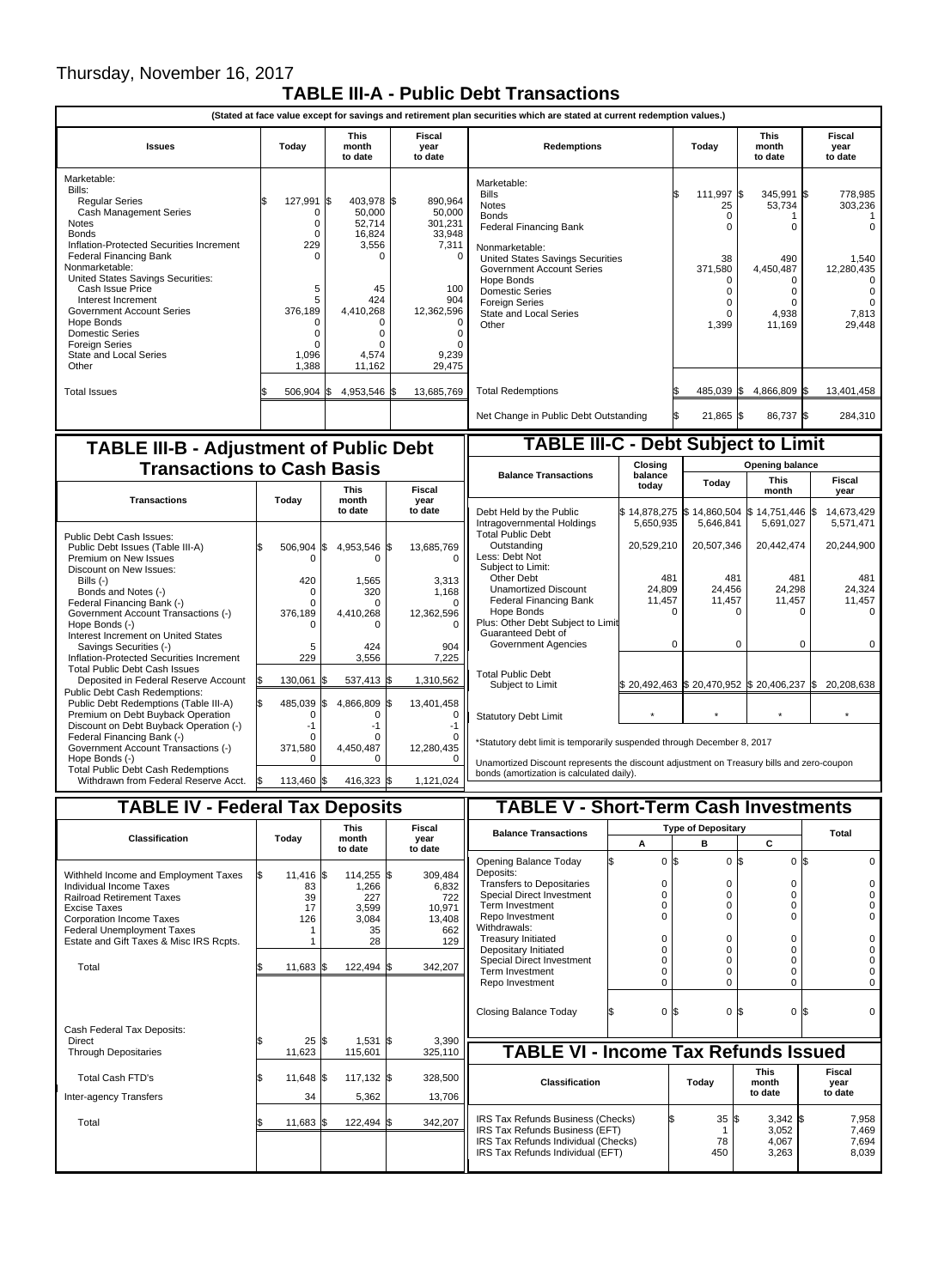Thursday, November 16, 2017

# TABLE III-A - Public Debt Transactions

(Stated at face value except for savings and retirement plan securities which are stated at current redemption values.)

| Issues | Today | This month to date | Fiscal year to date |
|---|---|---|---|
| Marketable: | | | |
| Bills: | | | |
| Regular Series | $ 127,991 | $ 403,978 | $ 890,964 |
| Cash Management Series | 0 | 50,000 | 50,000 |
| Notes | 0 | 52,714 | 301,231 |
| Bonds | 0 | 16,824 | 33,948 |
| Inflation-Protected Securities Increment | 229 | 3,556 | 7,311 |
| Federal Financing Bank | 0 | 0 | 0 |
| Nonmarketable: | | | |
| United States Savings Securities: | | | |
| Cash Issue Price | 5 | 45 | 100 |
| Interest Increment | 5 | 424 | 904 |
| Government Account Series | 376,189 | 4,410,268 | 12,362,596 |
| Hope Bonds | 0 | 0 | 0 |
| Domestic Series | 0 | 0 | 0 |
| Foreign Series | 0 | 0 | 0 |
| State and Local Series | 1,096 | 4,574 | 9,239 |
| Other | 1,388 | 11,162 | 29,475 |
| Total Issues | $ 506,904 | $ 4,953,546 | $ 13,685,769 |

| Redemptions | Today | This month to date | Fiscal year to date |
|---|---|---|---|
| Marketable: | | | |
| Bills | $ 111,997 | $ 345,991 | $ 778,985 |
| Notes | 25 | 53,734 | 303,236 |
| Bonds | 0 | 1 | 1 |
| Federal Financing Bank | 0 | 0 | 0 |
| Nonmarketable: | | | |
| United States Savings Securities | 38 | 490 | 1,540 |
| Government Account Series | 371,580 | 4,450,487 | 12,280,435 |
| Hope Bonds | 0 | 0 | 0 |
| Domestic Series | 0 | 0 | 0 |
| Foreign Series | 0 | 0 | 0 |
| State and Local Series | 0 | 4,938 | 7,813 |
| Other | 1,399 | 11,169 | 29,448 |
| Total Redemptions | $ 485,039 | $ 4,866,809 | $ 13,401,458 |
| Net Change in Public Debt Outstanding | $ 21,865 | $ 86,737 | $ 284,310 |

# TABLE III-B - Adjustment of Public Debt Transactions to Cash Basis

| Transactions | Today | This month to date | Fiscal year to date |
|---|---|---|---|
| Public Debt Cash Issues: | | | |
| Public Debt Issues (Table III-A) | $ 506,904 | $ 4,953,546 | $ 13,685,769 |
| Premium on New Issues | 0 | 0 | 0 |
| Discount on New Issues: | | | |
| Bills (-) | 420 | 1,565 | 3,313 |
| Bonds and Notes (-) | 0 | 320 | 1,168 |
| Federal Financing Bank (-) | 0 | 0 | 0 |
| Government Account Transactions (-) | 376,189 | 4,410,268 | 12,362,596 |
| Hope Bonds (-) | 0 | 0 | 0 |
| Interest Increment on United States Savings Securities (-) | 5 | 424 | 904 |
| Inflation-Protected Securities Increment | 229 | 3,556 | 7,225 |
| Total Public Debt Cash Issues Deposited in Federal Reserve Account | $ 130,061 | $ 537,413 | $ 1,310,562 |
| Public Debt Cash Redemptions: | | | |
| Public Debt Redemptions (Table III-A) | $ 485,039 | $ 4,866,809 | $ 13,401,458 |
| Premium on Debt Buyback Operation | 0 | 0 | 0 |
| Discount on Debt Buyback Operation (-) | -1 | -1 | -1 |
| Federal Financing Bank (-) | 0 | 0 | 0 |
| Government Account Transactions (-) | 371,580 | 4,450,487 | 12,280,435 |
| Hope Bonds (-) | 0 | 0 | 0 |
| Total Public Debt Cash Redemptions Withdrawn from Federal Reserve Acct. | $ 113,460 | $ 416,323 | $ 1,121,024 |

# TABLE III-C - Debt Subject to Limit

| Balance Transactions | Closing balance today | Opening balance Today | Opening balance This month | Opening balance Fiscal year |
|---|---|---|---|---|
| Debt Held by the Public | $ 14,878,275 | $ 14,860,504 | $ 14,751,446 | $ 14,673,429 |
| Intragovernmental Holdings | 5,650,935 | 5,646,841 | 5,691,027 | 5,571,471 |
| Total Public Debt Outstanding | 20,529,210 | 20,507,346 | 20,442,474 | 20,244,900 |
| Less: Debt Not Subject to Limit: | | | | |
| Other Debt | 481 | 481 | 481 | 481 |
| Unamortized Discount | 24,809 | 24,456 | 24,298 | 24,324 |
| Federal Financing Bank | 11,457 | 11,457 | 11,457 | 11,457 |
| Hope Bonds | 0 | 0 | 0 | 0 |
| Plus: Other Debt Subject to Limit | | | | |
| Guaranteed Debt of Government Agencies | 0 | 0 | 0 | 0 |
| Total Public Debt Subject to Limit | $ 20,492,463 | $ 20,470,952 | $ 20,406,237 | $ 20,208,638 |
| Statutory Debt Limit | * | * | * | * |

*Statutory debt limit is temporarily suspended through December 8, 2017

Unamortized Discount represents the discount adjustment on Treasury bills and zero-coupon bonds (amortization is calculated daily).

# TABLE IV - Federal Tax Deposits

| Classification | Today | This month to date | Fiscal year to date |
|---|---|---|---|
| Withheld Income and Employment Taxes | $ 11,416 | $ 114,255 | $ 309,484 |
| Individual Income Taxes | 83 | 1,266 | 6,832 |
| Railroad Retirement Taxes | 39 | 227 | 722 |
| Excise Taxes | 17 | 3,599 | 10,971 |
| Corporation Income Taxes | 126 | 3,084 | 13,408 |
| Federal Unemployment Taxes | 1 | 35 | 662 |
| Estate and Gift Taxes & Misc IRS Rcpts. | 1 | 28 | 129 |
| Total | $ 11,683 | $ 122,494 | $ 342,207 |
| Cash Federal Tax Deposits: | | | |
| Direct | $ 25 | $ 1,531 | $ 3,390 |
| Through Depositaries | 11,623 | 115,601 | 325,110 |
| Total Cash FTD's | $ 11,648 | $ 117,132 | $ 328,500 |
| Inter-agency Transfers | 34 | 5,362 | 13,706 |
| Total | $ 11,683 | $ 122,494 | $ 342,207 |

# TABLE V - Short-Term Cash Investments

| Balance Transactions | Type of Depositary A | Type of Depositary B | Type of Depositary C | Total |
|---|---|---|---|---|
| Opening Balance Today | $ 0 | $ 0 | $ 0 | $ 0 |
| Deposits: | | | | |
| Transfers to Depositaries | 0 | 0 | 0 | 0 |
| Special Direct Investment | 0 | 0 | 0 | 0 |
| Term Investment | 0 | 0 | 0 | 0 |
| Repo Investment | 0 | 0 | 0 | 0 |
| Withdrawals: | | | | |
| Treasury Initiated | 0 | 0 | 0 | 0 |
| Depositary Initiated | 0 | 0 | 0 | 0 |
| Special Direct Investment | 0 | 0 | 0 | 0 |
| Term Investment | 0 | 0 | 0 | 0 |
| Repo Investment | 0 | 0 | 0 | 0 |
| Closing Balance Today | $ 0 | $ 0 | $ 0 | $ 0 |

# TABLE VI - Income Tax Refunds Issued

| Classification | Today | This month to date | Fiscal year to date |
|---|---|---|---|
| IRS Tax Refunds Business (Checks) | $ 35 | $ 3,342 | $ 7,958 |
| IRS Tax Refunds Business (EFT) | 1 | 3,052 | 7,469 |
| IRS Tax Refunds Individual (Checks) | 78 | 4,067 | 7,694 |
| IRS Tax Refunds Individual (EFT) | 450 | 3,263 | 8,039 |